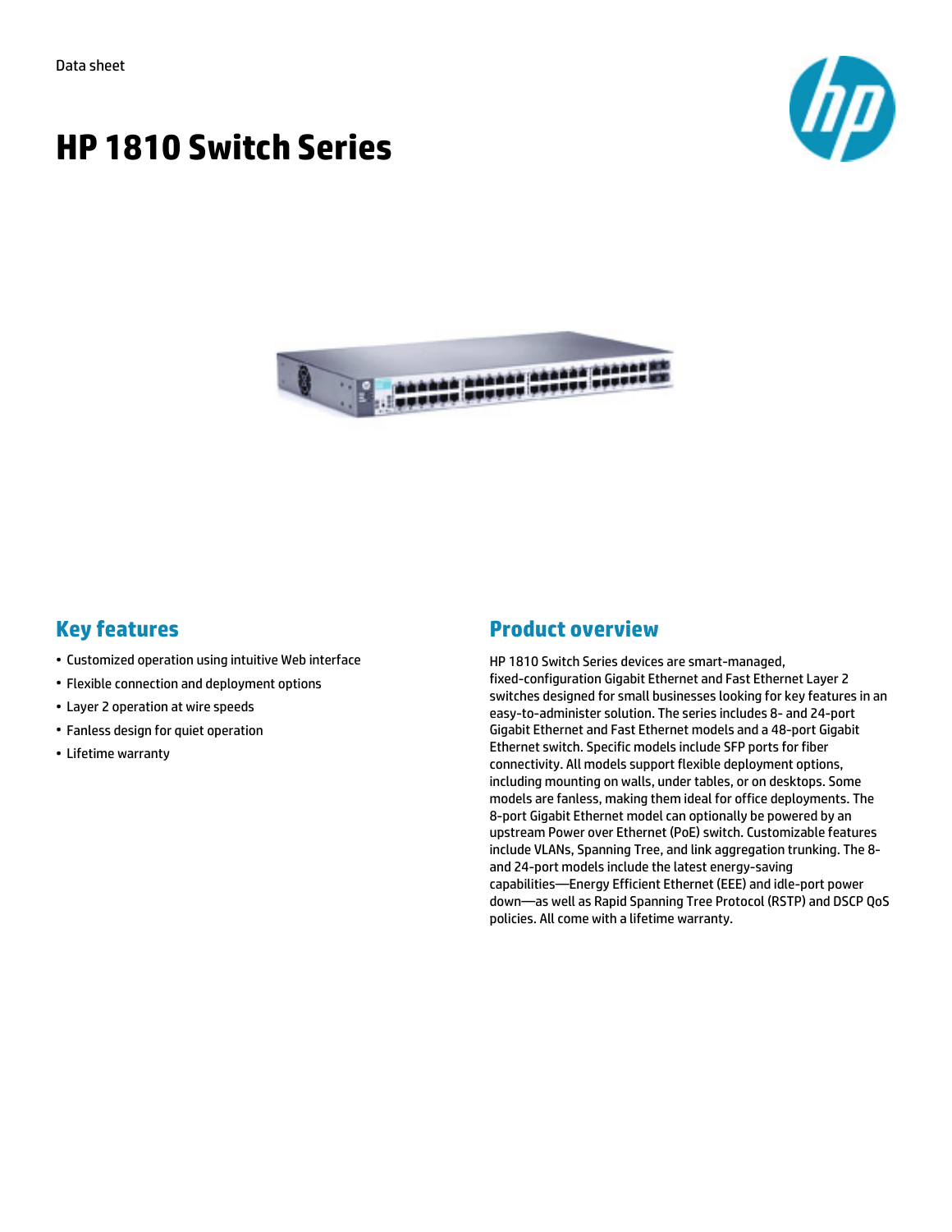Data sheet

# HP 1810 Switch Series

## Key features

- Customized operation using intuitive Web interface
- Flexible connection and deployment options
- Layer 2 operation at wire speeds
- Fanless design for quiet operation
- Lifetime warranty

## Product overview

HP 1810 Switch Series devices are smart-managed, fixed-configuration Gigabit Ethernet and Fast Ethernet Layer 2 switches designed for small businesses looking for key features in an easy-to-administer solution. The series includes 8- and 24-port Gigabit Ethernet and Fast Ethernet models and a 48-port Gigabit Ethernet switch. Specific models include SFP ports for fiber connectivity. All models support flexible deployment options, including mounting on walls, under tables, or on desktops. Some models are fanless, making them ideal for office deployments. The 8-port Gigabit Ethernet model can optionally be powered by an upstream Power over Ethernet (PoE) switch. Customizable features include VLANs, Spanning Tree, and link aggregation trunking. The 8- and 24-port models include the latest energy-saving capabilities—Energy Efficient Ethernet (EEE) and idle-port power down—as well as Rapid Spanning Tree Protocol (RSTP) and DSCP QoS policies. All come with a lifetime warranty.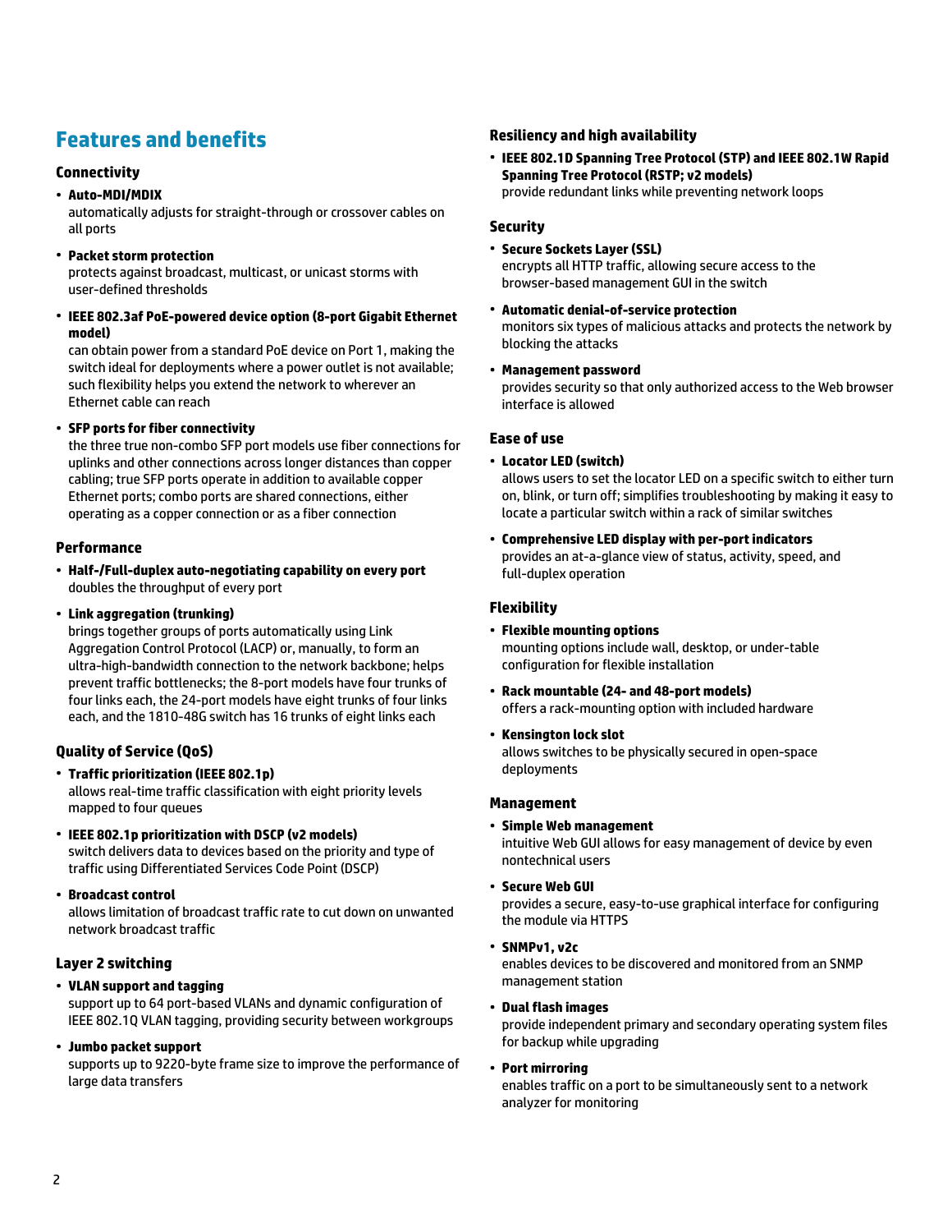## Features and benefits

### Connectivity

- **Auto-MDI/MDIX**
  automatically adjusts for straight-through or crossover cables on all ports
- **Packet storm protection**
  protects against broadcast, multicast, or unicast storms with user-defined thresholds
- **IEEE 802.3af PoE-powered device option (8-port Gigabit Ethernet model)**
  can obtain power from a standard PoE device on Port 1, making the switch ideal for deployments where a power outlet is not available; such flexibility helps you extend the network to wherever an Ethernet cable can reach
- **SFP ports for fiber connectivity**
  the three true non-combo SFP port models use fiber connections for uplinks and other connections across longer distances than copper cabling; true SFP ports operate in addition to available copper Ethernet ports; combo ports are shared connections, either operating as a copper connection or as a fiber connection

### Performance

- **Half-/Full-duplex auto-negotiating capability on every port**
  doubles the throughput of every port
- **Link aggregation (trunking)**
  brings together groups of ports automatically using Link Aggregation Control Protocol (LACP) or, manually, to form an ultra-high-bandwidth connection to the network backbone; helps prevent traffic bottlenecks; the 8-port models have four trunks of four links each, the 24-port models have eight trunks of four links each, and the 1810-48G switch has 16 trunks of eight links each

### Quality of Service (QoS)

- **Traffic prioritization (IEEE 802.1p)**
  allows real-time traffic classification with eight priority levels mapped to four queues
- **IEEE 802.1p prioritization with DSCP (v2 models)**
  switch delivers data to devices based on the priority and type of traffic using Differentiated Services Code Point (DSCP)
- **Broadcast control**
  allows limitation of broadcast traffic rate to cut down on unwanted network broadcast traffic

### Layer 2 switching

- **VLAN support and tagging**
  support up to 64 port-based VLANs and dynamic configuration of IEEE 802.1Q VLAN tagging, providing security between workgroups
- **Jumbo packet support**
  supports up to 9220-byte frame size to improve the performance of large data transfers

### Resiliency and high availability

- **IEEE 802.1D Spanning Tree Protocol (STP) and IEEE 802.1W Rapid Spanning Tree Protocol (RSTP; v2 models)**
  provide redundant links while preventing network loops

### Security

- **Secure Sockets Layer (SSL)**
  encrypts all HTTP traffic, allowing secure access to the browser-based management GUI in the switch
- **Automatic denial-of-service protection**
  monitors six types of malicious attacks and protects the network by blocking the attacks
- **Management password**
  provides security so that only authorized access to the Web browser interface is allowed

### Ease of use

- **Locator LED (switch)**
  allows users to set the locator LED on a specific switch to either turn on, blink, or turn off; simplifies troubleshooting by making it easy to locate a particular switch within a rack of similar switches
- **Comprehensive LED display with per-port indicators**
  provides an at-a-glance view of status, activity, speed, and full-duplex operation

### Flexibility

- **Flexible mounting options**
  mounting options include wall, desktop, or under-table configuration for flexible installation
- **Rack mountable (24- and 48-port models)**
  offers a rack-mounting option with included hardware
- **Kensington lock slot**
  allows switches to be physically secured in open-space deployments

### Management

- **Simple Web management**
  intuitive Web GUI allows for easy management of device by even nontechnical users
- **Secure Web GUI**
  provides a secure, easy-to-use graphical interface for configuring the module via HTTPS
- **SNMPv1, v2c**
  enables devices to be discovered and monitored from an SNMP management station
- **Dual flash images**
  provide independent primary and secondary operating system files for backup while upgrading
- **Port mirroring**
  enables traffic on a port to be simultaneously sent to a network analyzer for monitoring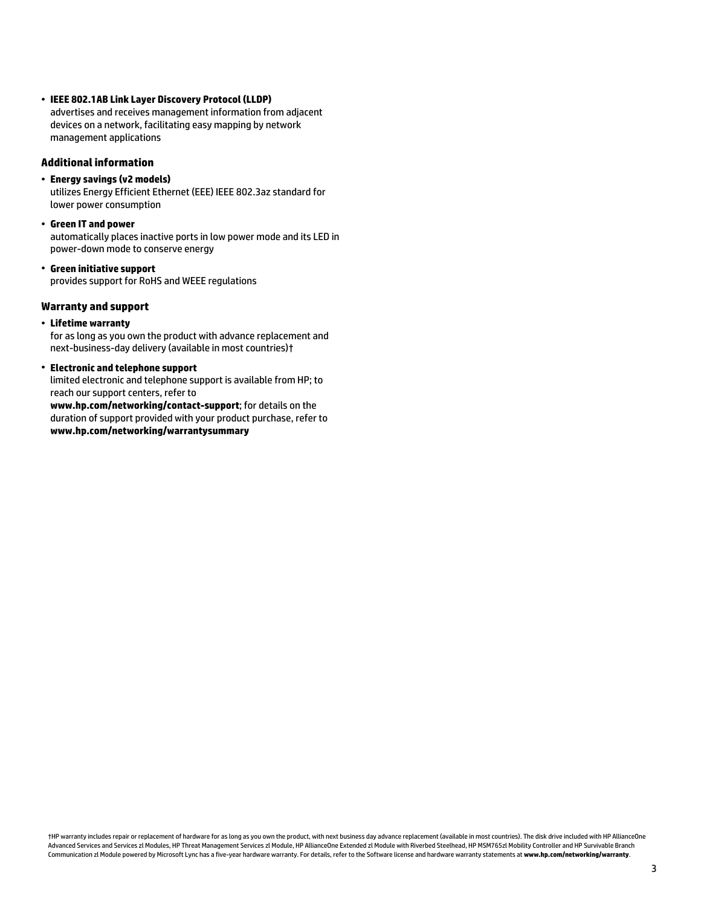- **IEEE 802.1AB Link Layer Discovery Protocol (LLDP)**
  advertises and receives management information from adjacent devices on a network, facilitating easy mapping by network management applications

### Additional information

- **Energy savings (v2 models)**
  utilizes Energy Efficient Ethernet (EEE) IEEE 802.3az standard for lower power consumption
- **Green IT and power**
  automatically places inactive ports in low power mode and its LED in power-down mode to conserve energy
- **Green initiative support**
  provides support for RoHS and WEEE regulations

### Warranty and support

- **Lifetime warranty**
  for as long as you own the product with advance replacement and next-business-day delivery (available in most countries)†
- **Electronic and telephone support**
  limited electronic and telephone support is available from HP; to reach our support centers, refer to **www.hp.com/networking/contact-support**; for details on the duration of support provided with your product purchase, refer to **www.hp.com/networking/warrantysummary**

†HP warranty includes repair or replacement of hardware for as long as you own the product, with next business day advance replacement (available in most countries). The disk drive included with HP AllianceOne Advanced Services and Services zl Modules, HP Threat Management Services zl Module, HP AllianceOne Extended zl Module with Riverbed Steelhead, HP MSM765zl Mobility Controller and HP Survivable Branch Communication zl Module powered by Microsoft Lync has a five-year hardware warranty. For details, refer to the Software license and hardware warranty statements at **www.hp.com/networking/warranty**.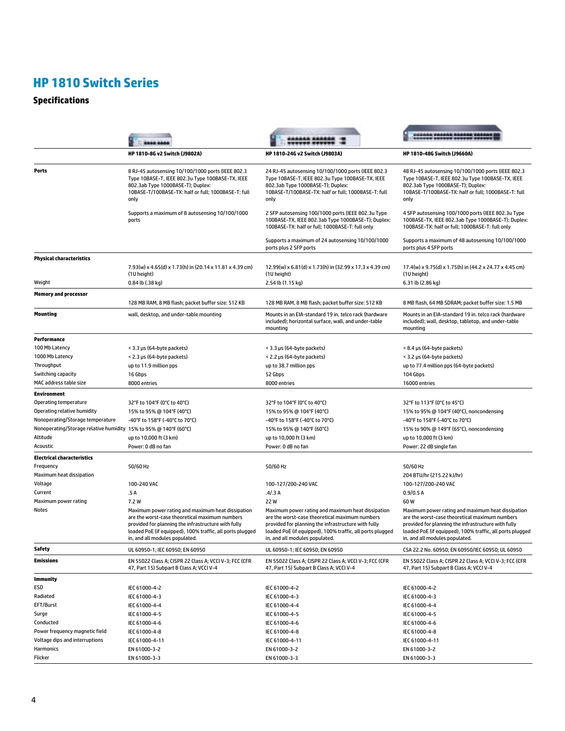# HP 1810 Switch Series

## Specifications

| | HP 1810-8G v2 Switch (J9802A) | HP 1810-24G v2 Switch (J9803A) | HP 1810-48G Switch (J9660A) |
|---|---|---|---|
| **Ports** | 8 RJ-45 autosensing 10/100/1000 ports (IEEE 802.3 Type 10BASE-T, IEEE 802.3u Type 100BASE-TX, IEEE 802.3ab Type 1000BASE-T); Duplex: 10BASE-T/100BASE-TX: half or full; 1000BASE-T: full only | 24 RJ-45 autosensing 10/100/1000 ports (IEEE 802.3 Type 10BASE-T, IEEE 802.3u Type 100BASE-TX, IEEE 802.3ab Type 1000BASE-T); Duplex: 10BASE-T/100BASE-TX: half or full; 1000BASE-T: full only | 48 RJ-45 autosensing 10/100/1000 ports (IEEE 802.3 Type 10BASE-T, IEEE 802.3u Type 100BASE-TX, IEEE 802.3ab Type 1000BASE-T); Duplex: 10BASE-T/100BASE-TX: half or full; 1000BASE-T: full only |
| | Supports a maximum of 8 autosensing 10/100/1000 ports | 2 SFP autosensing 100/1000 ports (IEEE 802.3u Type 100BASE-TX, IEEE 802.3ab Type 1000BASE-T); Duplex: 100BASE-TX: half or full; 1000BASE-T: full only | 4 SFP autosensing 100/1000 ports (IEEE 802.3u Type 100BASE-TX, IEEE 802.3ab Type 1000BASE-T); Duplex: 100BASE-TX: half or full; 1000BASE-T: full only |
| | | Supports a maximum of 24 autosensing 10/100/1000 ports plus 2 SFP ports | Supports a maximum of 48 autosensing 10/100/1000 ports plus 4 SFP ports |
| **Physical characteristics** | 7.93(w) x 4.65(d) x 1.73(h) in (20.14 x 11.81 x 4.39 cm) (1U height) | 12.99(w) x 6.81(d) x 1.73(h) in (32.99 x 17.3 x 4.39 cm) (1U height) | 17.4(w) x 9.75(d) x 1.75(h) in (44.2 x 24.77 x 4.45 cm) (1U height) |
| Weight | 0.84 lb (.38 kg) | 2.54 lb (1.15 kg) | 6.31 lb (2.86 kg) |
| **Memory and processor** | 128 MB RAM, 8 MB flash; packet buffer size: 512 KB | 128 MB RAM, 8 MB flash; packet buffer size: 512 KB | 8 MB flash, 64 MB SDRAM; packet buffer size: 1.5 MB |
| **Mounting** | wall, desktop, and under-table mounting | Mounts in an EIA-standard 19 in. telco rack (hardware included); horizontal surface, wall, and under-table mounting | Mounts in an EIA-standard 19 in. telco rack (hardware included); wall, desktop, tabletop, and under-table mounting |
| **Performance** | | | |
| 100 Mb Latency | < 3.3 µs (64-byte packets) | < 3.3 µs (64-byte packets) | < 8.4 µs (64-byte packets) |
| 1000 Mb Latency | < 2.3 µs (64-byte packets) | < 2.2 µs (64-byte packets) | < 3.2 µs (64-byte packets) |
| Throughput | up to 11.9 million pps | up to 38.7 million pps | up to 77.4 million pps (64-byte packets) |
| Switching capacity | 16 Gbps | 52 Gbps | 104 Gbps |
| MAC address table size | 8000 entries | 8000 entries | 16000 entries |
| **Environment** | | | |
| Operating temperature | 32°F to 104°F (0°C to 40°C) | 32°F to 104°F (0°C to 40°C) | 32°F to 113°F (0°C to 45°C) |
| Operating relative humidity | 15% to 95% @ 104°F (40°C) | 15% to 95% @ 104°F (40°C) | 15% to 95% @ 104°F (40°C), noncondensing |
| Nonoperating/Storage temperature | -40°F to 158°F (-40°C to 70°C) | -40°F to 158°F (-40°C to 70°C) | -40°F to 158°F (-40°C to 70°C) |
| Nonoperating/Storage relative humidity | 15% to 95% @ 140°F (60°C) | 15% to 95% @ 140°F (60°C) | 15% to 90% @ 149°F (65°C), noncondensing |
| Altitude | up to 10,000 ft (3 km) | up to 10,000 ft (3 km) | up to 10,000 ft (3 km) |
| Acoustic | Power: 0 dB no fan | Power: 0 dB no fan | Power: 22 dB single fan |
| **Electrical characteristics** | | | |
| Frequency | 50/60 Hz | 50/60 Hz | 50/60 Hz |
| Maximum heat dissipation | | | 204 BTU/hr (215.22 kJ/hr) |
| Voltage | 100-240 VAC | 100-127/200-240 VAC | 100-127/200-240 VAC |
| Current | .5 A | .4/.3 A | 0.9/0.5 A |
| Maximum power rating | 7.2 W | 22 W | 60 W |
| Notes | Maximum power rating and maximum heat dissipation are the worst-case theoretical maximum numbers provided for planning the infrastructure with fully loaded PoE (if equipped), 100% traffic, all ports plugged in, and all modules populated. | Maximum power rating and maximum heat dissipation are the worst-case theoretical maximum numbers provided for planning the infrastructure with fully loaded PoE (if equipped), 100% traffic, all ports plugged in, and all modules populated. | Maximum power rating and maximum heat dissipation are the worst-case theoretical maximum numbers provided for planning the infrastructure with fully loaded PoE (if equipped), 100% traffic, all ports plugged in, and all modules populated. |
| **Safety** | UL 60950-1; IEC 60950; EN 60950 | UL 60950-1; IEC 60950; EN 60950 | CSA 22.2 No. 60950; EN 60950/IEC 60950; UL 60950 |
| **Emissions** | EN 55022 Class A; CISPR 22 Class A; VCCI V-3; FCC (CFR 47, Part 15) Subpart B Class A; VCCI V-4 | EN 55022 Class A; CISPR 22 Class A; VCCI V-3; FCC (CFR 47, Part 15) Subpart B Class A; VCCI V-4 | EN 55022 Class A; CISPR 22 Class A; VCCI V-3; FCC (CFR 47, Part 15) Subpart B Class A; VCCI V-4 |
| **Immunity** | | | |
| ESD | IEC 61000-4-2 | IEC 61000-4-2 | IEC 61000-4-2 |
| Radiated | IEC 61000-4-3 | IEC 61000-4-3 | IEC 61000-4-3 |
| EFT/Burst | IEC 61000-4-4 | IEC 61000-4-4 | IEC 61000-4-4 |
| Surge | IEC 61000-4-5 | IEC 61000-4-5 | IEC 61000-4-5 |
| Conducted | IEC 61000-4-6 | IEC 61000-4-6 | IEC 61000-4-6 |
| Power frequency magnetic field | IEC 61000-4-8 | IEC 61000-4-8 | IEC 61000-4-8 |
| Voltage dips and interruptions | IEC 61000-4-11 | IEC 61000-4-11 | IEC 61000-4-11 |
| Harmonics | EN 61000-3-2 | EN 61000-3-2 | EN 61000-3-2 |
| Flicker | EN 61000-3-3 | EN 61000-3-3 | EN 61000-3-3 |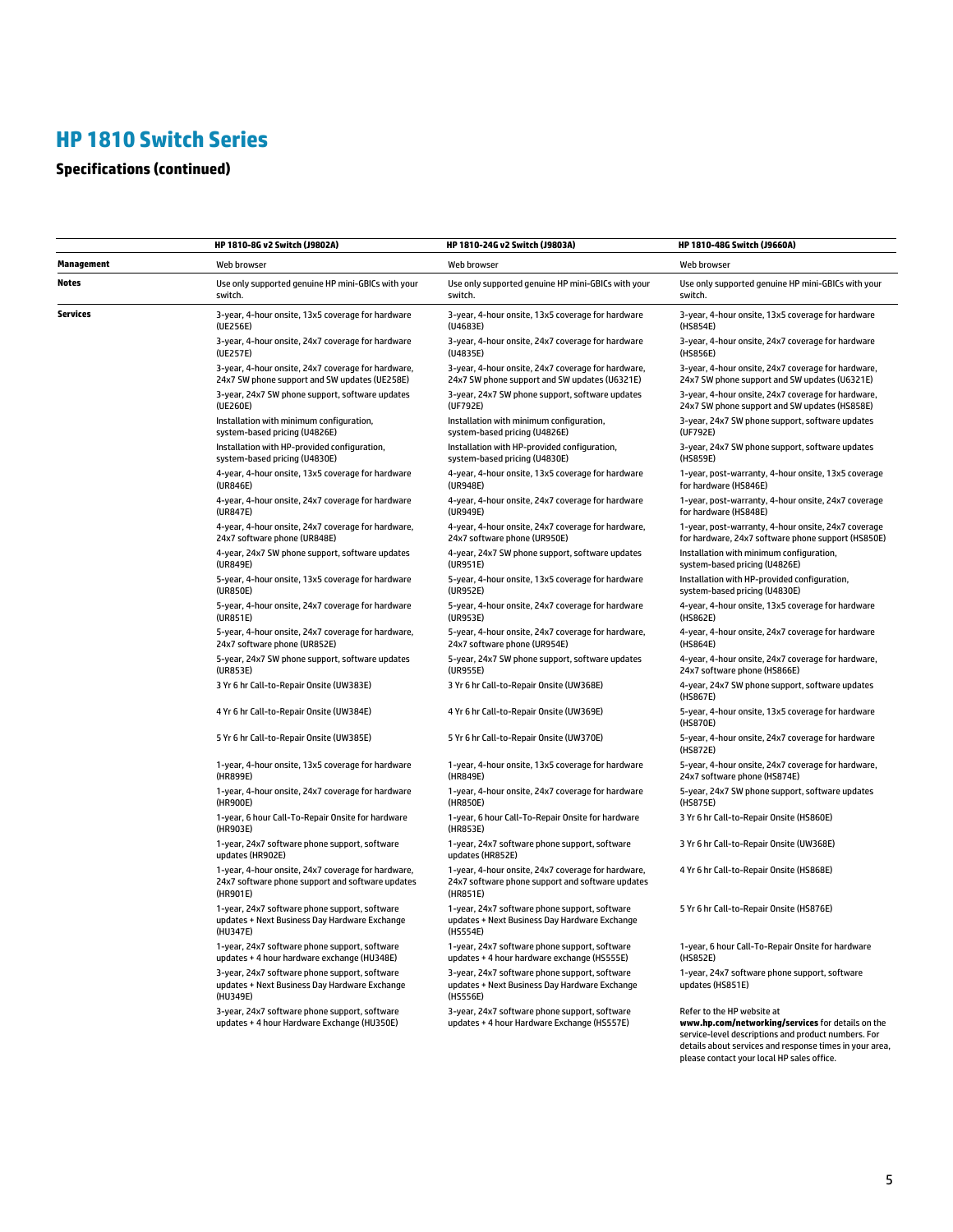# HP 1810 Switch Series

## Specifications (continued)

| | HP 1810-8G v2 Switch (J9802A) | HP 1810-24G v2 Switch (J9803A) | HP 1810-48G Switch (J9660A) |
|---|---|---|---|
| **Management** | Web browser | Web browser | Web browser |
| **Notes** | Use only supported genuine HP mini-GBICs with your switch. | Use only supported genuine HP mini-GBICs with your switch. | Use only supported genuine HP mini-GBICs with your switch. |
| **Services** | 3-year, 4-hour onsite, 13x5 coverage for hardware (UE256E) | 3-year, 4-hour onsite, 13x5 coverage for hardware (U4683E) | 3-year, 4-hour onsite, 13x5 coverage for hardware (HS854E) |
| | 3-year, 4-hour onsite, 24x7 coverage for hardware (UE257E) | 3-year, 4-hour onsite, 24x7 coverage for hardware (U4835E) | 3-year, 4-hour onsite, 24x7 coverage for hardware (HS856E) |
| | 3-year, 4-hour onsite, 24x7 coverage for hardware, 24x7 SW phone support and SW updates (UE258E) | 3-year, 4-hour onsite, 24x7 coverage for hardware, 24x7 SW phone support and SW updates (U6321E) | 3-year, 4-hour onsite, 24x7 coverage for hardware, 24x7 SW phone support and SW updates (U6321E) |
| | 3-year, 24x7 SW phone support, software updates (UE260E) | 3-year, 24x7 SW phone support, software updates (UF792E) | 3-year, 4-hour onsite, 24x7 coverage for hardware, 24x7 SW phone support and SW updates (HS858E) |
| | Installation with minimum configuration, system-based pricing (U4826E) | Installation with minimum configuration, system-based pricing (U4826E) | 3-year, 24x7 SW phone support, software updates (UF792E) |
| | Installation with HP-provided configuration, system-based pricing (U4830E) | Installation with HP-provided configuration, system-based pricing (U4830E) | 3-year, 24x7 SW phone support, software updates (HS859E) |
| | 4-year, 4-hour onsite, 13x5 coverage for hardware (UR846E) | 4-year, 4-hour onsite, 13x5 coverage for hardware (UR948E) | 1-year, post-warranty, 4-hour onsite, 13x5 coverage for hardware (HS846E) |
| | 4-year, 4-hour onsite, 24x7 coverage for hardware (UR847E) | 4-year, 4-hour onsite, 24x7 coverage for hardware (UR949E) | 1-year, post-warranty, 4-hour onsite, 24x7 coverage for hardware (HS848E) |
| | 4-year, 4-hour onsite, 24x7 coverage for hardware, 24x7 software phone (UR848E) | 4-year, 4-hour onsite, 24x7 coverage for hardware, 24x7 software phone (UR950E) | 1-year, post-warranty, 4-hour onsite, 24x7 coverage for hardware, 24x7 software phone support (HS850E) |
| | 4-year, 24x7 SW phone support, software updates (UR849E) | 4-year, 24x7 SW phone support, software updates (UR951E) | Installation with minimum configuration, system-based pricing (U4826E) |
| | 5-year, 4-hour onsite, 13x5 coverage for hardware (UR850E) | 5-year, 4-hour onsite, 13x5 coverage for hardware (UR952E) | Installation with HP-provided configuration, system-based pricing (U4830E) |
| | 5-year, 4-hour onsite, 24x7 coverage for hardware (UR851E) | 5-year, 4-hour onsite, 24x7 coverage for hardware (UR953E) | 4-year, 4-hour onsite, 13x5 coverage for hardware (HS862E) |
| | 5-year, 4-hour onsite, 24x7 coverage for hardware, 24x7 software phone (UR852E) | 5-year, 4-hour onsite, 24x7 coverage for hardware, 24x7 software phone (UR954E) | 4-year, 4-hour onsite, 24x7 coverage for hardware (HS864E) |
| | 5-year, 24x7 SW phone support, software updates (UR853E) | 5-year, 24x7 SW phone support, software updates (UR955E) | 4-year, 4-hour onsite, 24x7 coverage for hardware, 24x7 software phone (HS866E) |
| | 3 Yr 6 hr Call-to-Repair Onsite (UW383E) | 3 Yr 6 hr Call-to-Repair Onsite (UW368E) | 4-year, 24x7 SW phone support, software updates (HS867E) |
| | 4 Yr 6 hr Call-to-Repair Onsite (UW384E) | 4 Yr 6 hr Call-to-Repair Onsite (UW369E) | 5-year, 4-hour onsite, 13x5 coverage for hardware (HS870E) |
| | 5 Yr 6 hr Call-to-Repair Onsite (UW385E) | 5 Yr 6 hr Call-to-Repair Onsite (UW370E) | 5-year, 4-hour onsite, 24x7 coverage for hardware (HS872E) |
| | 1-year, 4-hour onsite, 13x5 coverage for hardware (HR899E) | 1-year, 4-hour onsite, 13x5 coverage for hardware (HR849E) | 5-year, 4-hour onsite, 24x7 coverage for hardware, 24x7 software phone (HS874E) |
| | 1-year, 4-hour onsite, 24x7 coverage for hardware (HR900E) | 1-year, 4-hour onsite, 24x7 coverage for hardware (HR850E) | 5-year, 24x7 SW phone support, software updates (HS875E) |
| | 1-year, 6 hour Call-To-Repair Onsite for hardware (HR903E) | 1-year, 6 hour Call-To-Repair Onsite for hardware (HR853E) | 3 Yr 6 hr Call-to-Repair Onsite (HS860E) |
| | 1-year, 24x7 software phone support, software updates (HR902E) | 1-year, 24x7 software phone support, software updates (HR852E) | 3 Yr 6 hr Call-to-Repair Onsite (UW368E) |
| | 1-year, 4-hour onsite, 24x7 coverage for hardware, 24x7 software phone support and software updates (HR901E) | 1-year, 4-hour onsite, 24x7 coverage for hardware, 24x7 software phone support and software updates (HR851E) | 4 Yr 6 hr Call-to-Repair Onsite (HS868E) |
| | 1-year, 24x7 software phone support, software updates + Next Business Day Hardware Exchange (HU347E) | 1-year, 24x7 software phone support, software updates + Next Business Day Hardware Exchange (HS554E) | 5 Yr 6 hr Call-to-Repair Onsite (HS876E) |
| | 1-year, 24x7 software phone support, software updates + 4 hour hardware exchange (HU348E) | 1-year, 24x7 software phone support, software updates + 4 hour hardware exchange (HS555E) | 1-year, 6 hour Call-To-Repair Onsite for hardware (HS852E) |
| | 3-year, 24x7 software phone support, software updates + Next Business Day Hardware Exchange (HU349E) | 3-year, 24x7 software phone support, software updates + Next Business Day Hardware Exchange (HS556E) | 1-year, 24x7 software phone support, software updates (HS851E) |
| | 3-year, 24x7 software phone support, software updates + 4 hour Hardware Exchange (HU350E) | 3-year, 24x7 software phone support, software updates + 4 hour Hardware Exchange (HS557E) | Refer to the HP website at **www.hp.com/networking/services** for details on the service-level descriptions and product numbers. For details about services and response times in your area, please contact your local HP sales office. |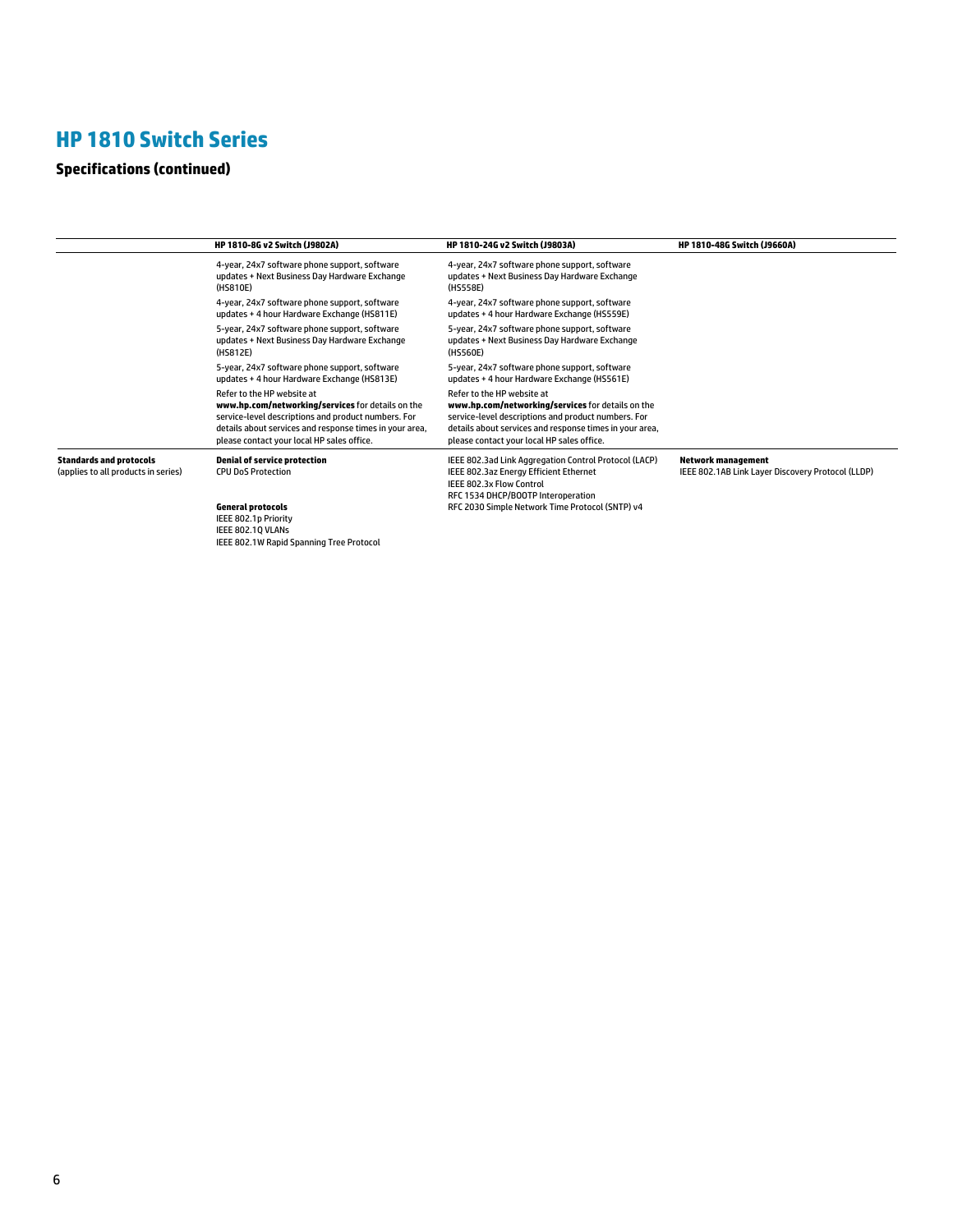# HP 1810 Switch Series

## Specifications (continued)

| | HP 1810-8G v2 Switch (J9802A) | HP 1810-24G v2 Switch (J9803A) | HP 1810-48G Switch (J9660A) |
|---|---|---|---|
| | 4-year, 24x7 software phone support, software updates + Next Business Day Hardware Exchange (HS810E)<br>4-year, 24x7 software phone support, software updates + 4 hour Hardware Exchange (HS811E)<br>5-year, 24x7 software phone support, software updates + Next Business Day Hardware Exchange (HS812E)<br>5-year, 24x7 software phone support, software updates + 4 hour Hardware Exchange (HS813E)<br>Refer to the HP website at **www.hp.com/networking/services** for details on the service-level descriptions and product numbers. For details about services and response times in your area, please contact your local HP sales office. | 4-year, 24x7 software phone support, software updates + Next Business Day Hardware Exchange (HS558E)<br>4-year, 24x7 software phone support, software updates + 4 hour Hardware Exchange (HS559E)<br>5-year, 24x7 software phone support, software updates + Next Business Day Hardware Exchange (HS560E)<br>5-year, 24x7 software phone support, software updates + 4 hour Hardware Exchange (HS561E)<br>Refer to the HP website at **www.hp.com/networking/services** for details on the service-level descriptions and product numbers. For details about services and response times in your area, please contact your local HP sales office. | |
| **Standards and protocols**<br>(applies to all products in series) | **Denial of service protection**<br>CPU DoS Protection<br><br>**General protocols**<br>IEEE 802.1p Priority<br>IEEE 802.1Q VLANs<br>IEEE 802.1W Rapid Spanning Tree Protocol | IEEE 802.3ad Link Aggregation Control Protocol (LACP)<br>IEEE 802.3az Energy Efficient Ethernet<br>IEEE 802.3x Flow Control<br>RFC 1534 DHCP/BOOTP Interoperation<br>RFC 2030 Simple Network Time Protocol (SNTP) v4 | **Network management**<br>IEEE 802.1AB Link Layer Discovery Protocol (LLDP) |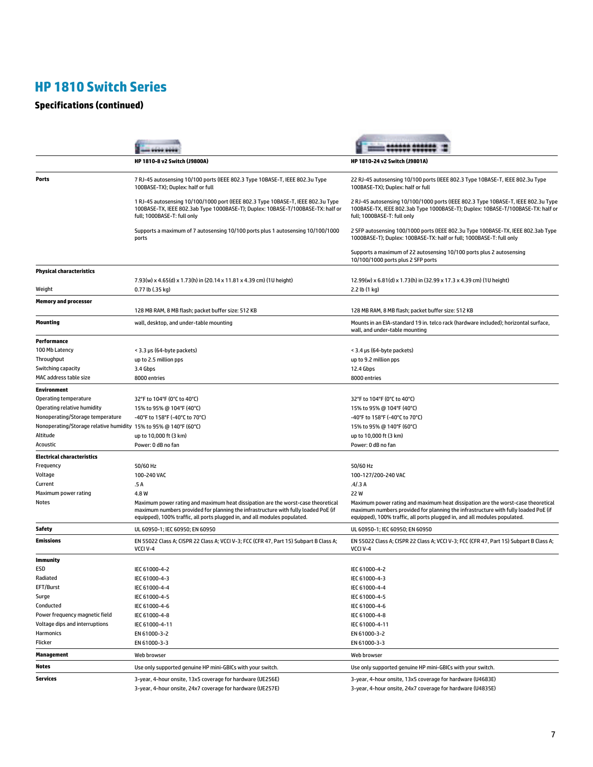# HP 1810 Switch Series

## Specifications (continued)

| | HP 1810-8 v2 Switch (J9800A) | HP 1810-24 v2 Switch (J9801A) |
|---|---|---|
| **Ports** | 7 RJ-45 autosensing 10/100 ports (IEEE 802.3 Type 10BASE-T, IEEE 802.3u Type 100BASE-TX); Duplex: half or full<br><br>1 RJ-45 autosensing 10/100/1000 port (IEEE 802.3 Type 10BASE-T, IEEE 802.3u Type 100BASE-TX, IEEE 802.3ab Type 1000BASE-T); Duplex: 10BASE-T/100BASE-TX: half or full; 1000BASE-T: full only<br><br>Supports a maximum of 7 autosensing 10/100 ports plus 1 autosensing 10/100/1000 ports | 22 RJ-45 autosensing 10/100 ports (IEEE 802.3 Type 10BASE-T, IEEE 802.3u Type 100BASE-TX); Duplex: half or full<br><br>2 RJ-45 autosensing 10/100/1000 ports (IEEE 802.3 Type 10BASE-T, IEEE 802.3u Type 100BASE-TX, IEEE 802.3ab Type 1000BASE-T); Duplex: 10BASE-T/100BASE-TX: half or full; 1000BASE-T: full only<br><br>2 SFP autosensing 100/1000 ports (IEEE 802.3u Type 100BASE-TX, IEEE 802.3ab Type 1000BASE-T); Duplex: 100BASE-TX: half or full; 1000BASE-T: full only<br><br>Supports a maximum of 22 autosensing 10/100 ports plus 2 autosensing 10/100/1000 ports plus 2 SFP ports |
| **Physical characteristics** | 7.93(w) x 4.65(d) x 1.73(h) in (20.14 x 11.81 x 4.39 cm) (1U height) | 12.99(w) x 6.81(d) x 1.73(h) in (32.99 x 17.3 x 4.39 cm) (1U height) |
| Weight | 0.77 lb (.35 kg) | 2.2 lb (1 kg) |
| **Memory and processor** | 128 MB RAM, 8 MB flash; packet buffer size: 512 KB | 128 MB RAM, 8 MB flash; packet buffer size: 512 KB |
| **Mounting** | wall, desktop, and under-table mounting | Mounts in an EIA-standard 19 in. telco rack (hardware included); horizontal surface, wall, and under-table mounting |
| **Performance** | | |
| 100 Mb Latency | < 3.3 µs (64-byte packets) | < 3.4 µs (64-byte packets) |
| Throughput | up to 2.5 million pps | up to 9.2 million pps |
| Switching capacity | 3.4 Gbps | 12.4 Gbps |
| MAC address table size | 8000 entries | 8000 entries |
| **Environment** | | |
| Operating temperature | 32°F to 104°F (0°C to 40°C) | 32°F to 104°F (0°C to 40°C) |
| Operating relative humidity | 15% to 95% @ 104°F (40°C) | 15% to 95% @ 104°F (40°C) |
| Nonoperating/Storage temperature | -40°F to 158°F (-40°C to 70°C) | -40°F to 158°F (-40°C to 70°C) |
| Nonoperating/Storage relative humidity | 15% to 95% @ 140°F (60°C) | 15% to 95% @ 140°F (60°C) |
| Altitude | up to 10,000 ft (3 km) | up to 10,000 ft (3 km) |
| Acoustic | Power: 0 dB no fan | Power: 0 dB no fan |
| **Electrical characteristics** | | |
| Frequency | 50/60 Hz | 50/60 Hz |
| Voltage | 100-240 VAC | 100-127/200-240 VAC |
| Current | .5 A | .4/.3 A |
| Maximum power rating | 4.8 W | 22 W |
| Notes | Maximum power rating and maximum heat dissipation are the worst-case theoretical maximum numbers provided for planning the infrastructure with fully loaded PoE (if equipped), 100% traffic, all ports plugged in, and all modules populated. | Maximum power rating and maximum heat dissipation are the worst-case theoretical maximum numbers provided for planning the infrastructure with fully loaded PoE (if equipped), 100% traffic, all ports plugged in, and all modules populated. |
| **Safety** | UL 60950-1; IEC 60950; EN 60950 | UL 60950-1; IEC 60950; EN 60950 |
| **Emissions** | EN 55022 Class A; CISPR 22 Class A; VCCI V-3; FCC (CFR 47, Part 15) Subpart B Class A; VCCI V-4 | EN 55022 Class A; CISPR 22 Class A; VCCI V-3; FCC (CFR 47, Part 15) Subpart B Class A; VCCI V-4 |
| **Immunity** | | |
| ESD | IEC 61000-4-2 | IEC 61000-4-2 |
| Radiated | IEC 61000-4-3 | IEC 61000-4-3 |
| EFT/Burst | IEC 61000-4-4 | IEC 61000-4-4 |
| Surge | IEC 61000-4-5 | IEC 61000-4-5 |
| Conducted | IEC 61000-4-6 | IEC 61000-4-6 |
| Power frequency magnetic field | IEC 61000-4-8 | IEC 61000-4-8 |
| Voltage dips and interruptions | IEC 61000-4-11 | IEC 61000-4-11 |
| Harmonics | EN 61000-3-2 | EN 61000-3-2 |
| Flicker | EN 61000-3-3 | EN 61000-3-3 |
| **Management** | Web browser | Web browser |
| **Notes** | Use only supported genuine HP mini-GBICs with your switch. | Use only supported genuine HP mini-GBICs with your switch. |
| **Services** | 3-year, 4-hour onsite, 13x5 coverage for hardware (UE256E)<br>3-year, 4-hour onsite, 24x7 coverage for hardware (UE257E) | 3-year, 4-hour onsite, 13x5 coverage for hardware (U4683E)<br>3-year, 4-hour onsite, 24x7 coverage for hardware (U4835E) |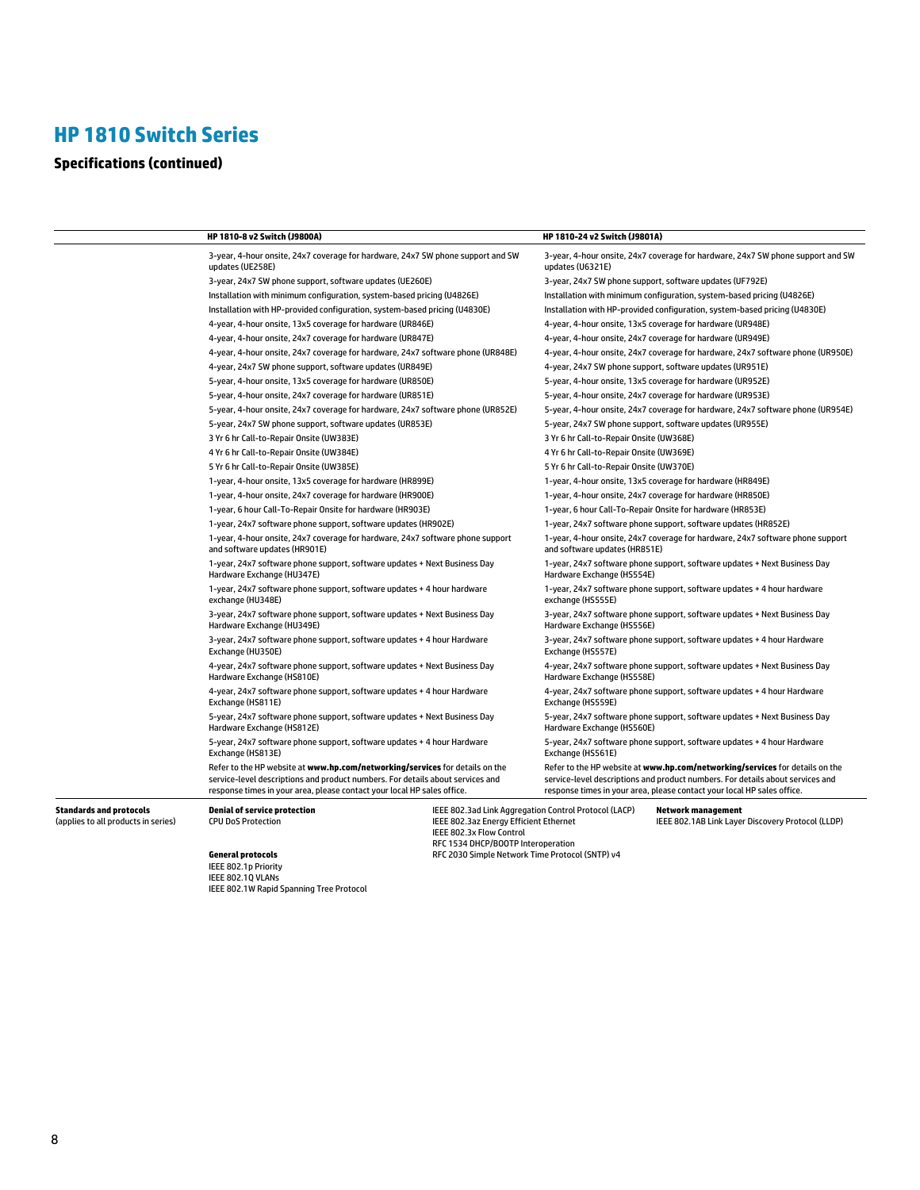# HP 1810 Switch Series

## Specifications (continued)

| | HP 1810-8 v2 Switch (J9800A) | HP 1810-24 v2 Switch (J9801A) |
|---|---|---|
| | 3-year, 4-hour onsite, 24x7 coverage for hardware, 24x7 SW phone support and SW updates (UE258E) | 3-year, 4-hour onsite, 24x7 coverage for hardware, 24x7 SW phone support and SW updates (U6321E) |
| | 3-year, 24x7 SW phone support, software updates (UE260E) | 3-year, 24x7 SW phone support, software updates (UF792E) |
| | Installation with minimum configuration, system-based pricing (U4826E) | Installation with minimum configuration, system-based pricing (U4826E) |
| | Installation with HP-provided configuration, system-based pricing (U4830E) | Installation with HP-provided configuration, system-based pricing (U4830E) |
| | 4-year, 4-hour onsite, 13x5 coverage for hardware (UR846E) | 4-year, 4-hour onsite, 13x5 coverage for hardware (UR948E) |
| | 4-year, 4-hour onsite, 24x7 coverage for hardware (UR847E) | 4-year, 4-hour onsite, 24x7 coverage for hardware (UR949E) |
| | 4-year, 4-hour onsite, 24x7 coverage for hardware, 24x7 software phone (UR848E) | 4-year, 4-hour onsite, 24x7 coverage for hardware, 24x7 software phone (UR950E) |
| | 4-year, 24x7 SW phone support, software updates (UR849E) | 4-year, 24x7 SW phone support, software updates (UR951E) |
| | 5-year, 4-hour onsite, 13x5 coverage for hardware (UR850E) | 5-year, 4-hour onsite, 13x5 coverage for hardware (UR952E) |
| | 5-year, 4-hour onsite, 24x7 coverage for hardware (UR851E) | 5-year, 4-hour onsite, 24x7 coverage for hardware (UR953E) |
| | 5-year, 4-hour onsite, 24x7 coverage for hardware, 24x7 software phone (UR852E) | 5-year, 4-hour onsite, 24x7 coverage for hardware, 24x7 software phone (UR954E) |
| | 5-year, 24x7 SW phone support, software updates (UR853E) | 5-year, 24x7 SW phone support, software updates (UR955E) |
| | 3 Yr 6 hr Call-to-Repair Onsite (UW383E) | 3 Yr 6 hr Call-to-Repair Onsite (UW368E) |
| | 4 Yr 6 hr Call-to-Repair Onsite (UW384E) | 4 Yr 6 hr Call-to-Repair Onsite (UW369E) |
| | 5 Yr 6 hr Call-to-Repair Onsite (UW385E) | 5 Yr 6 hr Call-to-Repair Onsite (UW370E) |
| | 1-year, 4-hour onsite, 13x5 coverage for hardware (HR899E) | 1-year, 4-hour onsite, 13x5 coverage for hardware (HR849E) |
| | 1-year, 4-hour onsite, 24x7 coverage for hardware (HR900E) | 1-year, 4-hour onsite, 24x7 coverage for hardware (HR850E) |
| | 1-year, 6 hour Call-To-Repair Onsite for hardware (HR903E) | 1-year, 6 hour Call-To-Repair Onsite for hardware (HR853E) |
| | 1-year, 24x7 software phone support, software updates (HR902E) | 1-year, 24x7 software phone support, software updates (HR852E) |
| | 1-year, 4-hour onsite, 24x7 coverage for hardware, 24x7 software phone support and software updates (HR901E) | 1-year, 4-hour onsite, 24x7 coverage for hardware, 24x7 software phone support and software updates (HR851E) |
| | 1-year, 24x7 software phone support, software updates + Next Business Day Hardware Exchange (HU347E) | 1-year, 24x7 software phone support, software updates + Next Business Day Hardware Exchange (HS554E) |
| | 1-year, 24x7 software phone support, software updates + 4 hour hardware exchange (HU348E) | 1-year, 24x7 software phone support, software updates + 4 hour hardware exchange (HS555E) |
| | 3-year, 24x7 software phone support, software updates + Next Business Day Hardware Exchange (HU349E) | 3-year, 24x7 software phone support, software updates + Next Business Day Hardware Exchange (HS556E) |
| | 3-year, 24x7 software phone support, software updates + 4 hour Hardware Exchange (HU350E) | 3-year, 24x7 software phone support, software updates + 4 hour Hardware Exchange (HS557E) |
| | 4-year, 24x7 software phone support, software updates + Next Business Day Hardware Exchange (HS810E) | 4-year, 24x7 software phone support, software updates + Next Business Day Hardware Exchange (HS558E) |
| | 4-year, 24x7 software phone support, software updates + 4 hour Hardware Exchange (HS811E) | 4-year, 24x7 software phone support, software updates + 4 hour Hardware Exchange (HS559E) |
| | 5-year, 24x7 software phone support, software updates + Next Business Day Hardware Exchange (HS812E) | 5-year, 24x7 software phone support, software updates + Next Business Day Hardware Exchange (HS560E) |
| | 5-year, 24x7 software phone support, software updates + 4 hour Hardware Exchange (HS813E) | 5-year, 24x7 software phone support, software updates + 4 hour Hardware Exchange (HS561E) |
| | Refer to the HP website at **www.hp.com/networking/services** for details on the service-level descriptions and product numbers. For details about services and response times in your area, please contact your local HP sales office. | Refer to the HP website at **www.hp.com/networking/services** for details on the service-level descriptions and product numbers. For details about services and response times in your area, please contact your local HP sales office. |

**Standards and protocols**
(applies to all products in series)

**Denial of service protection**
CPU DoS Protection

**General protocols**
IEEE 802.1p Priority
IEEE 802.1Q VLANs
IEEE 802.1W Rapid Spanning Tree Protocol
IEEE 802.3ad Link Aggregation Control Protocol (LACP)
IEEE 802.3az Energy Efficient Ethernet
IEEE 802.3x Flow Control
RFC 1534 DHCP/BOOTP Interoperation
RFC 2030 Simple Network Time Protocol (SNTP) v4

**Network management**
IEEE 802.1AB Link Layer Discovery Protocol (LLDP)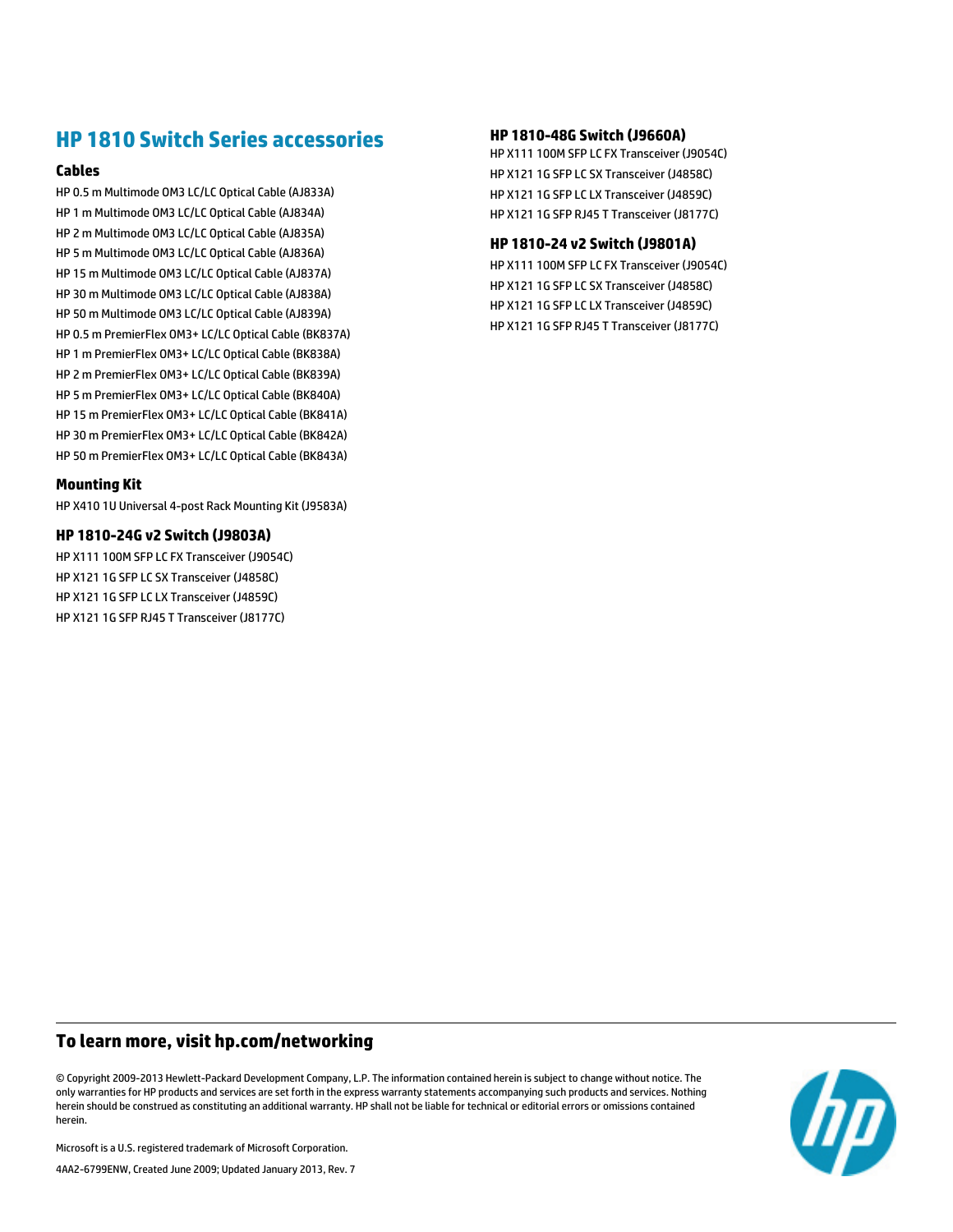## HP 1810 Switch Series accessories

### Cables

HP 0.5 m Multimode OM3 LC/LC Optical Cable (AJ833A)
HP 1 m Multimode OM3 LC/LC Optical Cable (AJ834A)
HP 2 m Multimode OM3 LC/LC Optical Cable (AJ835A)
HP 5 m Multimode OM3 LC/LC Optical Cable (AJ836A)
HP 15 m Multimode OM3 LC/LC Optical Cable (AJ837A)
HP 30 m Multimode OM3 LC/LC Optical Cable (AJ838A)
HP 50 m Multimode OM3 LC/LC Optical Cable (AJ839A)
HP 0.5 m PremierFlex OM3+ LC/LC Optical Cable (BK837A)
HP 1 m PremierFlex OM3+ LC/LC Optical Cable (BK838A)
HP 2 m PremierFlex OM3+ LC/LC Optical Cable (BK839A)
HP 5 m PremierFlex OM3+ LC/LC Optical Cable (BK840A)
HP 15 m PremierFlex OM3+ LC/LC Optical Cable (BK841A)
HP 30 m PremierFlex OM3+ LC/LC Optical Cable (BK842A)
HP 50 m PremierFlex OM3+ LC/LC Optical Cable (BK843A)

### Mounting Kit

HP X410 1U Universal 4-post Rack Mounting Kit (J9583A)

### HP 1810-24G v2 Switch (J9803A)

HP X111 100M SFP LC FX Transceiver (J9054C)
HP X121 1G SFP LC SX Transceiver (J4858C)
HP X121 1G SFP LC LX Transceiver (J4859C)
HP X121 1G SFP RJ45 T Transceiver (J8177C)

### HP 1810-48G Switch (J9660A)

HP X111 100M SFP LC FX Transceiver (J9054C)
HP X121 1G SFP LC SX Transceiver (J4858C)
HP X121 1G SFP LC LX Transceiver (J4859C)
HP X121 1G SFP RJ45 T Transceiver (J8177C)

### HP 1810-24 v2 Switch (J9801A)

HP X111 100M SFP LC FX Transceiver (J9054C)
HP X121 1G SFP LC SX Transceiver (J4858C)
HP X121 1G SFP LC LX Transceiver (J4859C)
HP X121 1G SFP RJ45 T Transceiver (J8177C)

## To learn more, visit hp.com/networking

© Copyright 2009-2013 Hewlett-Packard Development Company, L.P. The information contained herein is subject to change without notice. The only warranties for HP products and services are set forth in the express warranty statements accompanying such products and services. Nothing herein should be construed as constituting an additional warranty. HP shall not be liable for technical or editorial errors or omissions contained herein.

Microsoft is a U.S. registered trademark of Microsoft Corporation.

4AA2-6799ENW, Created June 2009; Updated January 2013, Rev. 7